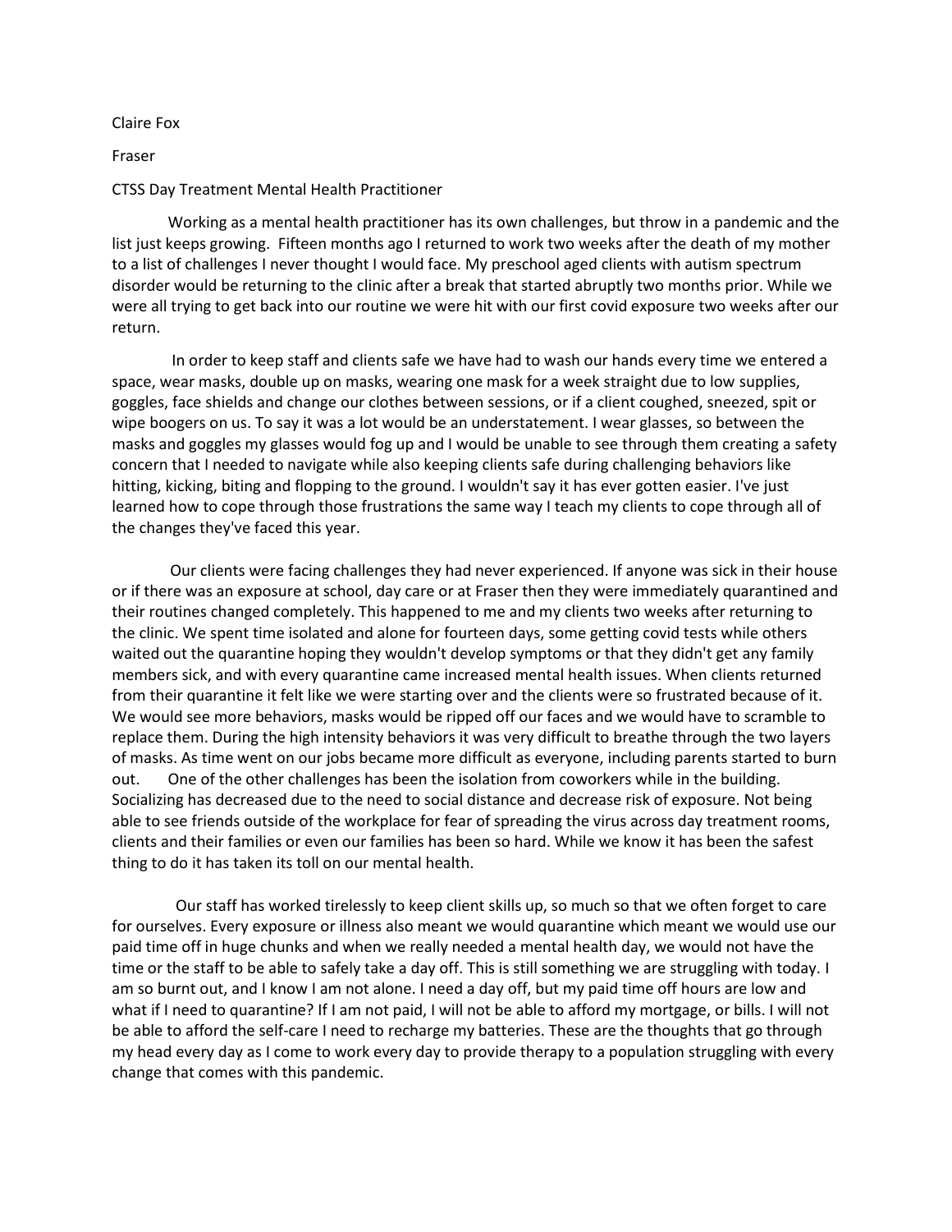Claire Fox

Fraser

CTSS Day Treatment Mental Health Practitioner

Working as a mental health practitioner has its own challenges, but throw in a pandemic and the list just keeps growing. Fifteen months ago I returned to work two weeks after the death of my mother to a list of challenges I never thought I would face. My preschool aged clients with autism spectrum disorder would be returning to the clinic after a break that started abruptly two months prior. While we were all trying to get back into our routine we were hit with our first covid exposure two weeks after our return.

In order to keep staff and clients safe we have had to wash our hands every time we entered a space, wear masks, double up on masks, wearing one mask for a week straight due to low supplies, goggles, face shields and change our clothes between sessions, or if a client coughed, sneezed, spit or wipe boogers on us. To say it was a lot would be an understatement. I wear glasses, so between the masks and goggles my glasses would fog up and I would be unable to see through them creating a safety concern that I needed to navigate while also keeping clients safe during challenging behaviors like hitting, kicking, biting and flopping to the ground. I wouldn't say it has ever gotten easier. I've just learned how to cope through those frustrations the same way I teach my clients to cope through all of the changes they've faced this year.

Our clients were facing challenges they had never experienced. If anyone was sick in their house or if there was an exposure at school, day care or at Fraser then they were immediately quarantined and their routines changed completely. This happened to me and my clients two weeks after returning to the clinic. We spent time isolated and alone for fourteen days, some getting covid tests while others waited out the quarantine hoping they wouldn't develop symptoms or that they didn't get any family members sick, and with every quarantine came increased mental health issues. When clients returned from their quarantine it felt like we were starting over and the clients were so frustrated because of it. We would see more behaviors, masks would be ripped off our faces and we would have to scramble to replace them. During the high intensity behaviors it was very difficult to breathe through the two layers of masks. As time went on our jobs became more difficult as everyone, including parents started to burn out. One of the other challenges has been the isolation from coworkers while in the building. Socializing has decreased due to the need to social distance and decrease risk of exposure. Not being able to see friends outside of the workplace for fear of spreading the virus across day treatment rooms, clients and their families or even our families has been so hard. While we know it has been the safest thing to do it has taken its toll on our mental health.

Our staff has worked tirelessly to keep client skills up, so much so that we often forget to care for ourselves. Every exposure or illness also meant we would quarantine which meant we would use our paid time off in huge chunks and when we really needed a mental health day, we would not have the time or the staff to be able to safely take a day off. This is still something we are struggling with today. I am so burnt out, and I know I am not alone. I need a day off, but my paid time off hours are low and what if I need to quarantine? If I am not paid, I will not be able to afford my mortgage, or bills. I will not be able to afford the self-care I need to recharge my batteries. These are the thoughts that go through my head every day as I come to work every day to provide therapy to a population struggling with every change that comes with this pandemic.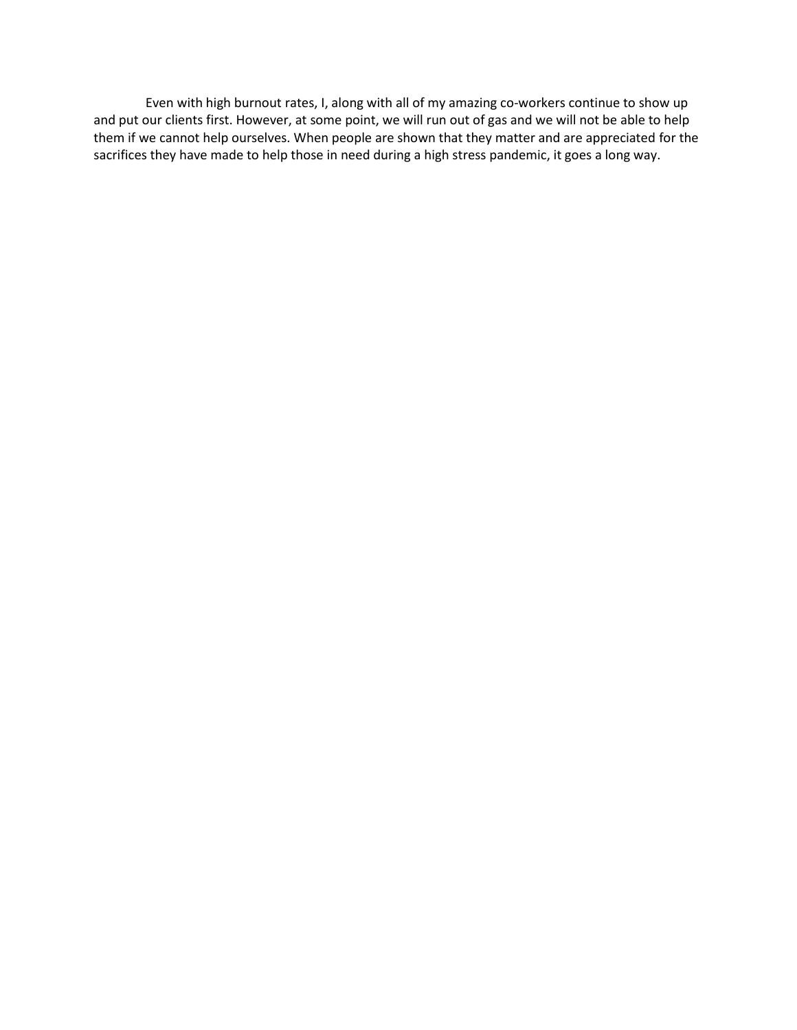Even with high burnout rates, I, along with all of my amazing co-workers continue to show up and put our clients first. However, at some point, we will run out of gas and we will not be able to help them if we cannot help ourselves. When people are shown that they matter and are appreciated for the sacrifices they have made to help those in need during a high stress pandemic, it goes a long way.